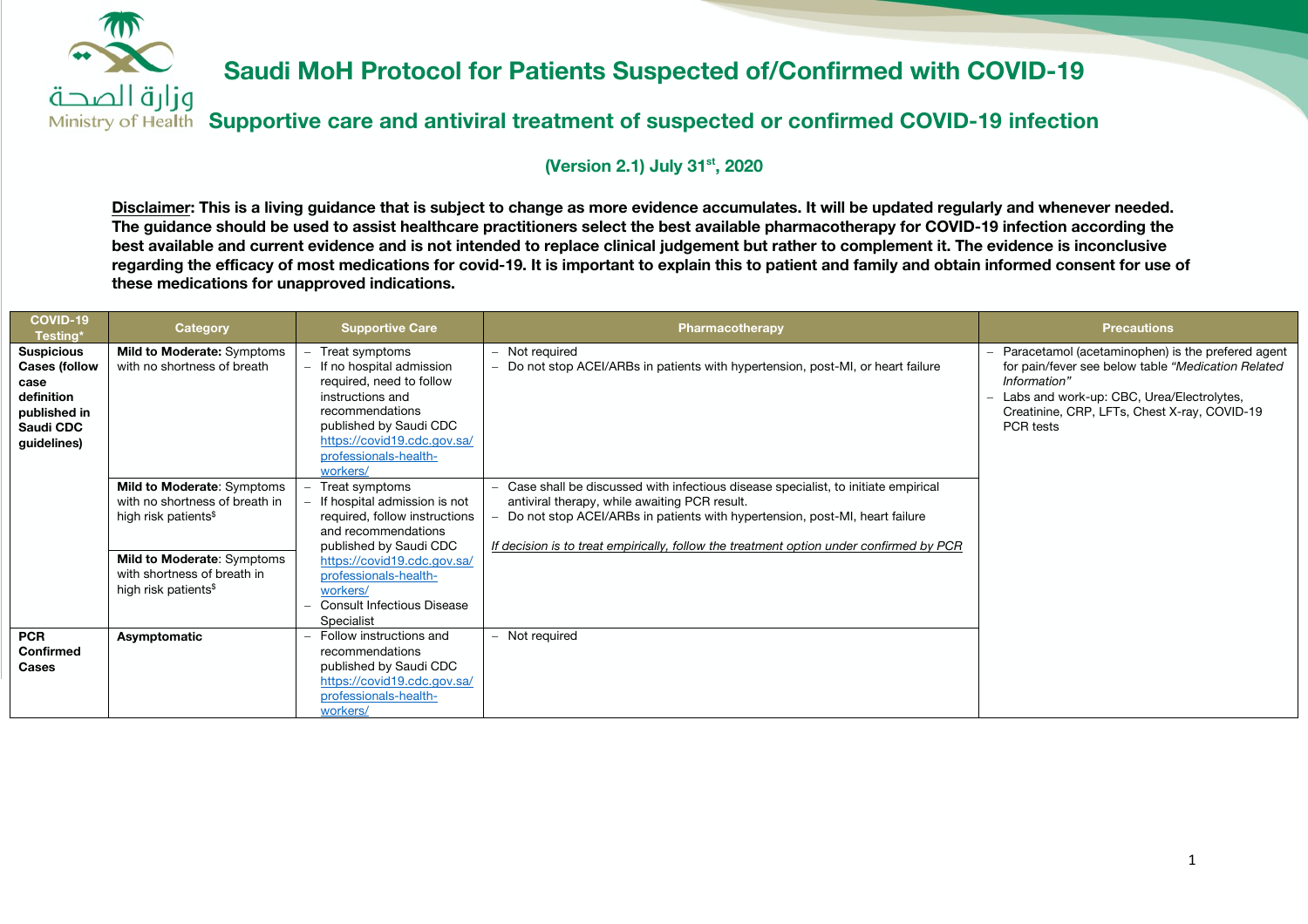وزارة الصحة
Ministry of Health

# Saudi MoH Protocol for Patients Suspected of/Confirmed with COVID-19

## Supportive care and antiviral treatment of suspected or confirmed COVID-19 infection

**(Version 2.1) July 31st, 2020**

**Disclaimer: This is a living guidance that is subject to change as more evidence accumulates. It will be updated regularly and whenever needed. The guidance should be used to assist healthcare practitioners select the best available pharmacotherapy for COVID-19 infection according the best available and current evidence and is not intended to replace clinical judgement but rather to complement it. The evidence is inconclusive regarding the efficacy of most medications for covid-19. It is important to explain this to patient and family and obtain informed consent for use of these medications for unapproved indications.**

| COVID-19 Testing* | Category | Supportive Care | Pharmacotherapy | Precautions |
|---|---|---|---|---|
| **Suspicious Cases (follow case definition published in Saudi CDC guidelines)** | **Mild to Moderate:** Symptoms with no shortness of breath | – Treat symptoms<br>– If no hospital admission required, need to follow instructions and recommendations published by Saudi CDC https://covid19.cdc.gov.sa/professionals-health-workers/ | – Not required<br>– Do not stop ACEI/ARBs in patients with hypertension, post-MI, or heart failure | – Paracetamol (acetaminophen) is the prefered agent for pain/fever see below table *"Medication Related Information"*<br>– Labs and work-up: CBC, Urea/Electrolytes, Creatinine, CRP, LFTs, Chest X-ray, COVID-19 PCR tests |
| | **Mild to Moderate**: Symptoms with no shortness of breath in high risk patients$ | – Treat symptoms<br>– If hospital admission is not required, follow instructions and recommendations published by Saudi CDC https://covid19.cdc.gov.sa/professionals-health-workers/<br>– Consult Infectious Disease Specialist | – Case shall be discussed with infectious disease specialist, to initiate empirical antiviral therapy, while awaiting PCR result.<br>– Do not stop ACEI/ARBs in patients with hypertension, post-MI, heart failure<br><br>*If decision is to treat empirically, follow the treatment option under confirmed by PCR* | |
| | **Mild to Moderate**: Symptoms with shortness of breath in high risk patients$ | | | |
| **PCR Confirmed Cases** | **Asymptomatic** | – Follow instructions and recommendations published by Saudi CDC https://covid19.cdc.gov.sa/professionals-health-workers/ | – Not required | |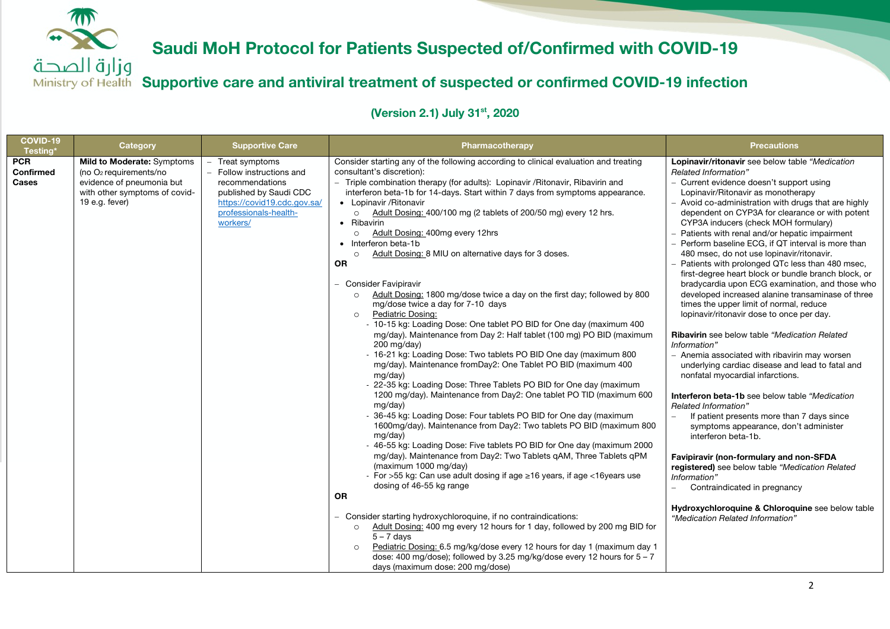# Saudi MoH Protocol for Patients Suspected of/Confirmed with COVID-19

## Supportive care and antiviral treatment of suspected or confirmed COVID-19 infection

### (Version 2.1) July 31st, 2020

| COVID-19 Testing* | Category | Supportive Care | Pharmacotherapy | Precautions |
|---|---|---|---|---|
| **PCR Confirmed Cases** | **Mild to Moderate:** Symptoms (no $O_2$ requirements/no evidence of pneumonia but with other symptoms of covid-19 e.g. fever) | – Treat symptoms<br>– Follow instructions and recommendations published by Saudi CDC https://covid19.cdc.gov.sa/professionals-health-workers/ | Consider starting any of the following according to clinical evaluation and treating consultant's discretion):<br>– Triple combination therapy (for adults): Lopinavir /Ritonavir, Ribavirin and interferon beta-1b for 14-days. Start within 7 days from symptoms appearance.<br>• Lopinavir /Ritonavir<br>○ Adult Dosing: 400/100 mg (2 tablets of 200/50 mg) every 12 hrs.<br>• Ribavirin<br>○ Adult Dosing: 400mg every 12hrs<br>• Interferon beta-1b<br>○ Adult Dosing: 8 MIU on alternative days for 3 doses.<br>**OR**<br>– Consider Favipiravir<br>○ Adult Dosing: 1800 mg/dose twice a day on the first day; followed by 800 mg/dose twice a day for 7-10 days<br>○ Pediatric Dosing:<br>- 10-15 kg: Loading Dose: One tablet PO BID for One day (maximum 400 mg/day). Maintenance from Day 2: Half tablet (100 mg) PO BID (maximum 200 mg/day)<br>- 16-21 kg: Loading Dose: Two tablets PO BID One day (maximum 800 mg/day). Maintenance fromDay2: One Tablet PO BID (maximum 400 mg/day)<br>- 22-35 kg: Loading Dose: Three Tablets PO BID for One day (maximum 1200 mg/day). Maintenance from Day2: One tablet PO TID (maximum 600 mg/day)<br>- 36-45 kg: Loading Dose: Four tablets PO BID for One day (maximum 1600mg/day). Maintenance from Day2: Two tablets PO BID (maximum 800 mg/day)<br>- 46-55 kg: Loading Dose: Five tablets PO BID for One day (maximum 2000 mg/day). Maintenance from Day2: Two Tablets qAM, Three Tablets qPM (maximum 1000 mg/day)<br>- For >55 kg: Can use adult dosing if age ≥16 years, if age <16years use dosing of 46-55 kg range<br>**OR**<br>– Consider starting hydroxychloroquine, if no contraindications:<br>○ Adult Dosing: 400 mg every 12 hours for 1 day, followed by 200 mg BID for 5 – 7 days<br>○ Pediatric Dosing: 6.5 mg/kg/dose every 12 hours for day 1 (maximum day 1 dose: 400 mg/dose); followed by 3.25 mg/kg/dose every 12 hours for 5 – 7 days (maximum dose: 200 mg/dose) | **Lopinavir/ritonavir** see below table *"Medication Related Information"*<br>– Current evidence doesn't support using Lopinavir/Ritonavir as monotherapy<br>– Avoid co-administration with drugs that are highly dependent on CYP3A for clearance or with potent CYP3A inducers (check MOH formulary)<br>– Patients with renal and/or hepatic impairment<br>– Perform baseline ECG, if QT interval is more than 480 msec, do not use lopinavir/ritonavir.<br>– Patients with prolonged QTc less than 480 msec, first-degree heart block or bundle branch block, or bradycardia upon ECG examination, and those who developed increased alanine transaminase of three times the upper limit of normal, reduce lopinavir/ritonavir dose to once per day.<br><br>**Ribavirin** see below table *"Medication Related Information"*<br>– Anemia associated with ribavirin may worsen underlying cardiac disease and lead to fatal and nonfatal myocardial infarctions.<br><br>**Interferon beta-1b** see below table *"Medication Related Information"*<br>– If patient presents more than 7 days since symptoms appearance, don't administer interferon beta-1b.<br><br>**Favipiravir (non-formulary and non-SFDA registered)** see below table *"Medication Related Information"*<br>– Contraindicated in pregnancy<br><br>**Hydroxychloroquine & Chloroquine** see below table *"Medication Related Information"* |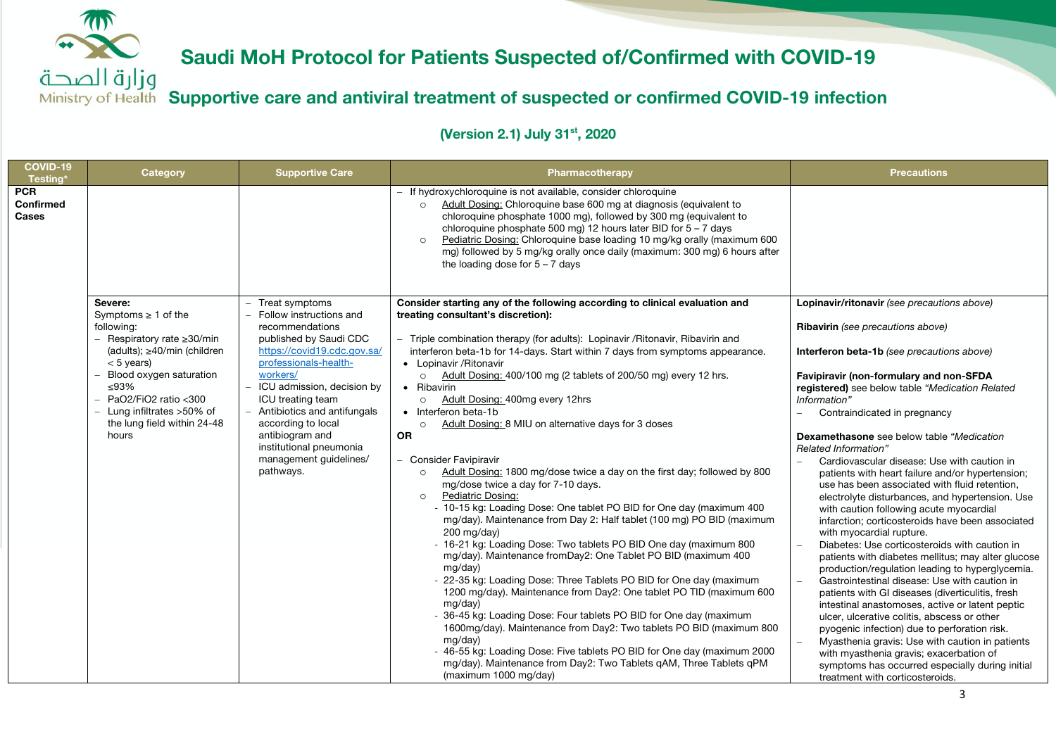# Saudi MoH Protocol for Patients Suspected of/Confirmed with COVID-19

## Supportive care and antiviral treatment of suspected or confirmed COVID-19 infection

### (Version 2.1) July 31st, 2020

| COVID-19 Testing* | Category | Supportive Care | Pharmacotherapy | Precautions |
|---|---|---|---|---|
| **PCR Confirmed Cases** | | | – If hydroxychloroquine is not available, consider chloroquine<br>○ Adult Dosing: Chloroquine base 600 mg at diagnosis (equivalent to chloroquine phosphate 1000 mg), followed by 300 mg (equivalent to chloroquine phosphate 500 mg) 12 hours later BID for 5 – 7 days<br>○ Pediatric Dosing: Chloroquine base loading 10 mg/kg orally (maximum 600 mg) followed by 5 mg/kg orally once daily (maximum: 300 mg) 6 hours after the loading dose for 5 – 7 days | |
| | **Severe:**<br>Symptoms ≥ 1 of the following:<br>– Respiratory rate ≥30/min (adults); ≥40/min (children < 5 years)<br>– Blood oxygen saturation ≤93%<br>– PaO2/FiO2 ratio <300<br>– Lung infiltrates >50% of the lung field within 24-48 hours | – Treat symptoms<br>– Follow instructions and recommendations published by Saudi CDC https://covid19.cdc.gov.sa/professionals-health-workers/<br>– ICU admission, decision by ICU treating team<br>– Antibiotics and antifungals according to local antibiogram and institutional pneumonia management guidelines/ pathways. | **Consider starting any of the following according to clinical evaluation and treating consultant's discretion):**<br>– Triple combination therapy (for adults): Lopinavir /Ritonavir, Ribavirin and interferon beta-1b for 14-days. Start within 7 days from symptoms appearance.<br>• Lopinavir /Ritonavir<br>○ Adult Dosing: 400/100 mg (2 tablets of 200/50 mg) every 12 hrs.<br>• Ribavirin<br>○ Adult Dosing: 400mg every 12hrs<br>• Interferon beta-1b<br>○ Adult Dosing: 8 MIU on alternative days for 3 doses<br>**OR**<br>– Consider Favipiravir<br>○ Adult Dosing: 1800 mg/dose twice a day on the first day; followed by 800 mg/dose twice a day for 7-10 days.<br>○ Pediatric Dosing:<br>- 10-15 kg: Loading Dose: One tablet PO BID for One day (maximum 400 mg/day). Maintenance from Day 2: Half tablet (100 mg) PO BID (maximum 200 mg/day)<br>- 16-21 kg: Loading Dose: Two tablets PO BID One day (maximum 800 mg/day). Maintenance fromDay2: One Tablet PO BID (maximum 400 mg/day)<br>- 22-35 kg: Loading Dose: Three Tablets PO BID for One day (maximum 1200 mg/day). Maintenance from Day2: One tablet PO TID (maximum 600 mg/day)<br>- 36-45 kg: Loading Dose: Four tablets PO BID for One day (maximum 1600mg/day). Maintenance from Day2: Two tablets PO BID (maximum 800 mg/day)<br>- 46-55 kg: Loading Dose: Five tablets PO BID for One day (maximum 2000 mg/day). Maintenance from Day2: Two Tablets qAM, Three Tablets qPM (maximum 1000 mg/day) | **Lopinavir/ritonavir** *(see precautions above)*<br><br>**Ribavirin** *(see precautions above)*<br><br>**Interferon beta-1b** *(see precautions above)*<br><br>**Favipiravir (non-formulary and non-SFDA registered)** see below table *"Medication Related Information"*<br>– Contraindicated in pregnancy<br><br>**Dexamethasone** see below table *"Medication Related Information"*<br>– Cardiovascular disease: Use with caution in patients with heart failure and/or hypertension; use has been associated with fluid retention, electrolyte disturbances, and hypertension. Use with caution following acute myocardial infarction; corticosteroids have been associated with myocardial rupture.<br>– Diabetes: Use corticosteroids with caution in patients with diabetes mellitus; may alter glucose production/regulation leading to hyperglycemia.<br>– Gastrointestinal disease: Use with caution in patients with GI diseases (diverticulitis, fresh intestinal anastomoses, active or latent peptic ulcer, ulcerative colitis, abscess or other pyogenic infection) due to perforation risk.<br>– Myasthenia gravis: Use with caution in patients with myasthenia gravis; exacerbation of symptoms has occurred especially during initial treatment with corticosteroids. |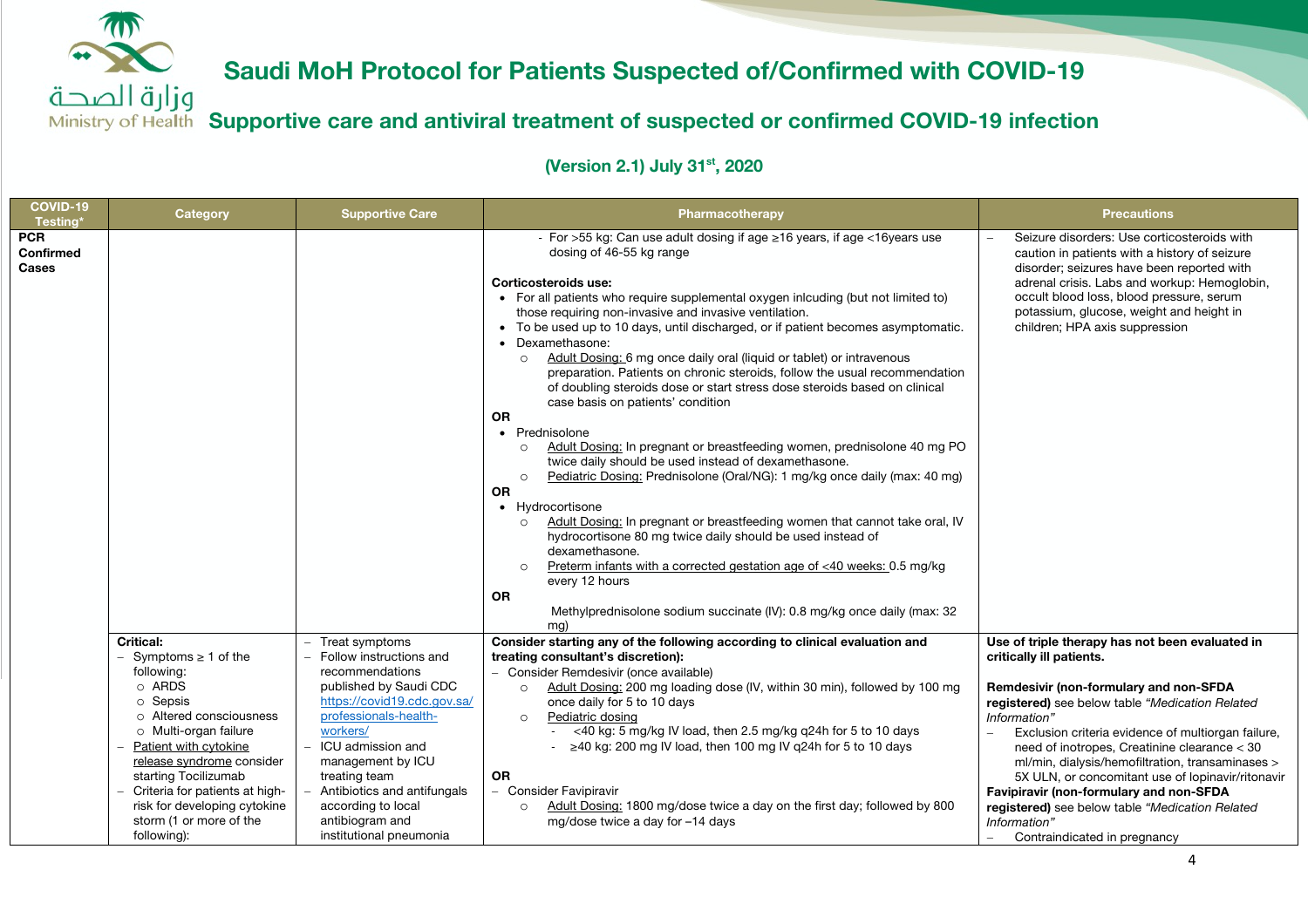# Saudi MoH Protocol for Patients Suspected of/Confirmed with COVID-19

## Supportive care and antiviral treatment of suspected or confirmed COVID-19 infection

### (Version 2.1) July 31st, 2020

| COVID-19 Testing* | Category | Supportive Care | Pharmacotherapy | Precautions |
|---|---|---|---|---|
| **PCR Confirmed Cases** | | | - For >55 kg: Can use adult dosing if age ≥16 years, if age <16years use dosing of 46-55 kg range<br><br>**Corticosteroids use:**<br>• For all patients who require supplemental oxygen inlcuding (but not limited to) those requiring non-invasive and invasive ventilation.<br>• To be used up to 10 days, until discharged, or if patient becomes asymptomatic.<br>• Dexamethasone:<br>  ○ Adult Dosing: 6 mg once daily oral (liquid or tablet) or intravenous preparation. Patients on chronic steroids, follow the usual recommendation of doubling steroids dose or start stress dose steroids based on clinical case basis on patients' condition<br>**OR**<br>• Prednisolone<br>  ○ Adult Dosing: In pregnant or breastfeeding women, prednisolone 40 mg PO twice daily should be used instead of dexamethasone.<br>  ○ Pediatric Dosing: Prednisolone (Oral/NG): 1 mg/kg once daily (max: 40 mg)<br>**OR**<br>• Hydrocortisone<br>  ○ Adult Dosing: In pregnant or breastfeeding women that cannot take oral, IV hydrocortisone 80 mg twice daily should be used instead of dexamethasone.<br>  ○ Preterm infants with a corrected gestation age of <40 weeks: 0.5 mg/kg every 12 hours<br>**OR**<br>Methylprednisolone sodium succinate (IV): 0.8 mg/kg once daily (max: 32 mg) | – Seizure disorders: Use corticosteroids with caution in patients with a history of seizure disorder; seizures have been reported with adrenal crisis. Labs and workup: Hemoglobin, occult blood loss, blood pressure, serum potassium, glucose, weight and height in children; HPA axis suppression |
| | **Critical:**<br>– Symptoms ≥ 1 of the following:<br>  ○ ARDS<br>  ○ Sepsis<br>  ○ Altered consciousness<br>  ○ Multi-organ failure<br>– Patient with cytokine release syndrome consider starting Tocilizumab<br>– Criteria for patients at high-risk for developing cytokine storm (1 or more of the following): | – Treat symptoms<br>– Follow instructions and recommendations published by Saudi CDC https://covid19.cdc.gov.sa/professionals-health-workers/<br>– ICU admission and management by ICU treating team<br>– Antibiotics and antifungals according to local antibiogram and institutional pneumonia | **Consider starting any of the following according to clinical evaluation and treating consultant's discretion):**<br>– Consider Remdesivir (once available)<br>  ○ Adult Dosing: 200 mg loading dose (IV, within 30 min), followed by 100 mg once daily for 5 to 10 days<br>  ○ Pediatric dosing<br>    - <40 kg: 5 mg/kg IV load, then 2.5 mg/kg q24h for 5 to 10 days<br>    - ≥40 kg: 200 mg IV load, then 100 mg IV q24h for 5 to 10 days<br><br>**OR**<br>– Consider Favipiravir<br>  ○ Adult Dosing: 1800 mg/dose twice a day on the first day; followed by 800 mg/dose twice a day for –14 days | **Use of triple therapy has not been evaluated in critically ill patients.**<br><br>**Remdesivir (non-formulary and non-SFDA registered)** see below table *"Medication Related Information"*<br>– Exclusion criteria evidence of multiorgan failure, need of inotropes, Creatinine clearance < 30 ml/min, dialysis/hemofiltration, transaminases > 5X ULN, or concomitant use of lopinavir/ritonavir<br>**Favipiravir (non-formulary and non-SFDA registered)** see below table *"Medication Related Information"*<br>– Contraindicated in pregnancy |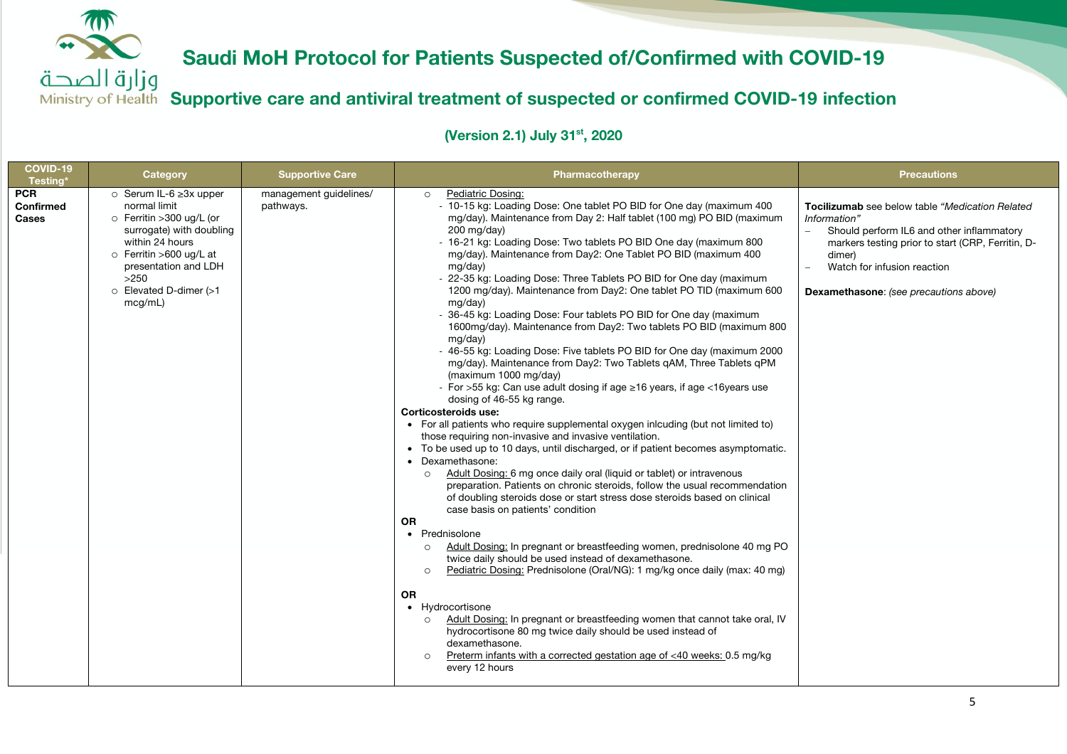# Saudi MoH Protocol for Patients Suspected of/Confirmed with COVID-19

## Supportive care and antiviral treatment of suspected or confirmed COVID-19 infection

**(Version 2.1) July 31st, 2020**

| COVID-19 Testing* | Category | Supportive Care | Pharmacotherapy | Precautions |
|---|---|---|---|---|
| **PCR Confirmed Cases** | ○ Serum IL-6 ≥3x upper normal limit<br>○ Ferritin >300 ug/L (or surrogate) with doubling within 24 hours<br>○ Ferritin >600 ug/L at presentation and LDH >250<br>○ Elevated D-dimer (>1 mcg/mL) | management guidelines/ pathways. | ○ Pediatric Dosing:<br>- 10-15 kg: Loading Dose: One tablet PO BID for One day (maximum 400 mg/day). Maintenance from Day 2: Half tablet (100 mg) PO BID (maximum 200 mg/day)<br>- 16-21 kg: Loading Dose: Two tablets PO BID One day (maximum 800 mg/day). Maintenance from Day2: One Tablet PO BID (maximum 400 mg/day)<br>- 22-35 kg: Loading Dose: Three Tablets PO BID for One day (maximum 1200 mg/day). Maintenance from Day2: One tablet PO TID (maximum 600 mg/day)<br>- 36-45 kg: Loading Dose: Four tablets PO BID for One day (maximum 1600mg/day). Maintenance from Day2: Two tablets PO BID (maximum 800 mg/day)<br>- 46-55 kg: Loading Dose: Five tablets PO BID for One day (maximum 2000 mg/day). Maintenance from Day2: Two Tablets qAM, Three Tablets qPM (maximum 1000 mg/day)<br>- For >55 kg: Can use adult dosing if age ≥16 years, if age <16years use dosing of 46-55 kg range.<br>**Corticosteroids use:**<br>• For all patients who require supplemental oxygen inlcuding (but not limited to) those requiring non-invasive and invasive ventilation.<br>• To be used up to 10 days, until discharged, or if patient becomes asymptomatic.<br>• Dexamethasone:<br>○ Adult Dosing: 6 mg once daily oral (liquid or tablet) or intravenous preparation. Patients on chronic steroids, follow the usual recommendation of doubling steroids dose or start stress dose steroids based on clinical case basis on patients' condition<br>**OR**<br>• Prednisolone<br>○ Adult Dosing: In pregnant or breastfeeding women, prednisolone 40 mg PO twice daily should be used instead of dexamethasone.<br>○ Pediatric Dosing: Prednisolone (Oral/NG): 1 mg/kg once daily (max: 40 mg)<br>**OR**<br>• Hydrocortisone<br>○ Adult Dosing: In pregnant or breastfeeding women that cannot take oral, IV hydrocortisone 80 mg twice daily should be used instead of dexamethasone.<br>○ Preterm infants with a corrected gestation age of <40 weeks: 0.5 mg/kg every 12 hours | **Tocilizumab** see below table *"Medication Related Information"*<br>– Should perform IL6 and other inflammatory markers testing prior to start (CRP, Ferritin, D-dimer)<br>– Watch for infusion reaction<br><br>**Dexamethasone**: *(see precautions above)* |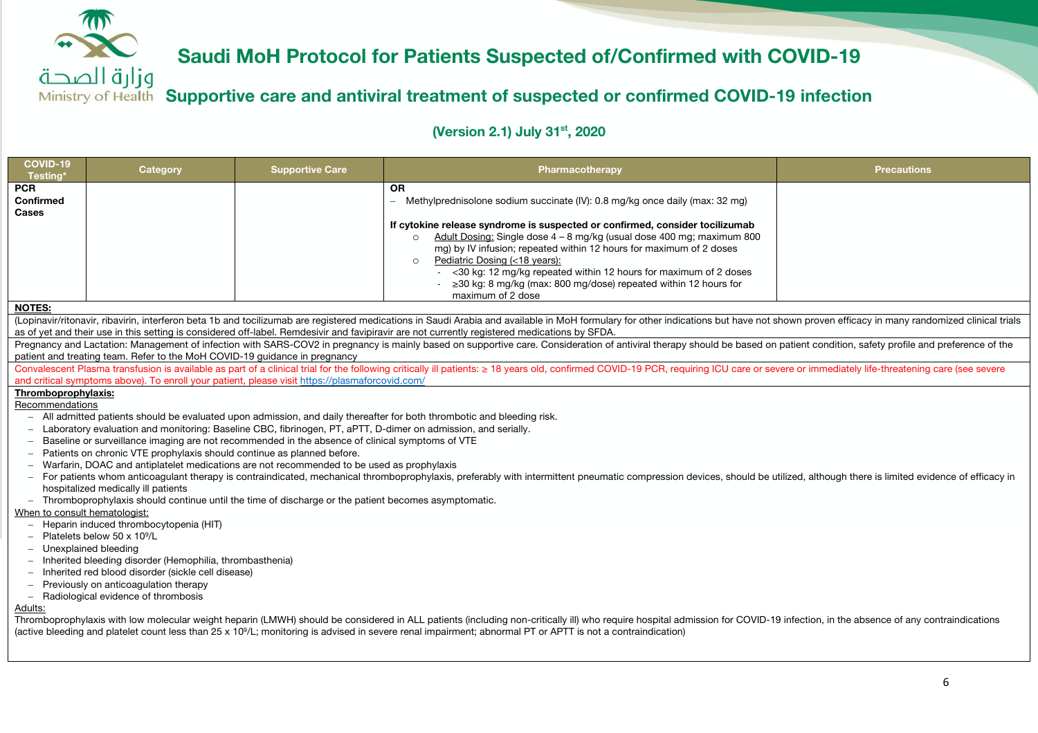# Saudi MoH Protocol for Patients Suspected of/Confirmed with COVID-19

## Supportive care and antiviral treatment of suspected or confirmed COVID-19 infection

### (Version 2.1) July 31st, 2020

| COVID-19 Testing* | Category | Supportive Care | Pharmacotherapy | Precautions |
|---|---|---|---|---|
| **PCR Confirmed Cases** | | | **OR**<br>– Methylprednisolone sodium succinate (IV): 0.8 mg/kg once daily (max: 32 mg)<br><br>**If cytokine release syndrome is suspected or confirmed, consider tocilizumab**<br>○ Adult Dosing: Single dose 4 – 8 mg/kg (usual dose 400 mg; maximum 800 mg) by IV infusion; repeated within 12 hours for maximum of 2 doses<br>○ Pediatric Dosing (<18 years):<br>&nbsp;&nbsp;- <30 kg: 12 mg/kg repeated within 12 hours for maximum of 2 doses<br>&nbsp;&nbsp;- ≥30 kg: 8 mg/kg (max: 800 mg/dose) repeated within 12 hours for maximum of 2 dose | |

**NOTES:**

(Lopinavir/ritonavir, ribavirin, interferon beta 1b and tocilizumab are registered medications in Saudi Arabia and available in MoH formulary for other indications but have not shown proven efficacy in many randomized clinical trials as of yet and their use in this setting is considered off-label. Remdesivir and favipiravir are not currently registered medications by SFDA.

Pregnancy and Lactation: Management of infection with SARS-COV2 in pregnancy is mainly based on supportive care. Consideration of antiviral therapy should be based on patient condition, safety profile and preference of the patient and treating team. Refer to the MoH COVID-19 guidance in pregnancy

Convalescent Plasma transfusion is available as part of a clinical trial for the following critically ill patients: ≥ 18 years old, confirmed COVID-19 PCR, requiring ICU care or severe or immediately life-threatening care (see severe and critical symptoms above). To enroll your patient, please visit https://plasmaforcovid.com/

**Thromboprophylaxis:**

Recommendations

- All admitted patients should be evaluated upon admission, and daily thereafter for both thrombotic and bleeding risk.
- Laboratory evaluation and monitoring: Baseline CBC, fibrinogen, PT, aPTT, D-dimer on admission, and serially.
- Baseline or surveillance imaging are not recommended in the absence of clinical symptoms of VTE
- Patients on chronic VTE prophylaxis should continue as planned before.
- Warfarin, DOAC and antiplatelet medications are not recommended to be used as prophylaxis
- For patients whom anticoagulant therapy is contraindicated, mechanical thromboprophylaxis, preferably with intermittent pneumatic compression devices, should be utilized, although there is limited evidence of efficacy in hospitalized medically ill patients
- Thromboprophylaxis should continue until the time of discharge or the patient becomes asymptomatic.

When to consult hematologist:

- Heparin induced thrombocytopenia (HIT)
- Platelets below 50 x $10^9$/L
- Unexplained bleeding
- Inherited bleeding disorder (Hemophilia, thrombasthenia)
- Inherited red blood disorder (sickle cell disease)
- Previously on anticoagulation therapy
- Radiological evidence of thrombosis

Adults:

Thromboprophylaxis with low molecular weight heparin (LMWH) should be considered in ALL patients (including non-critically ill) who require hospital admission for COVID-19 infection, in the absence of any contraindications (active bleeding and platelet count less than 25 x $10^9$/L; monitoring is advised in severe renal impairment; abnormal PT or APTT is not a contraindication)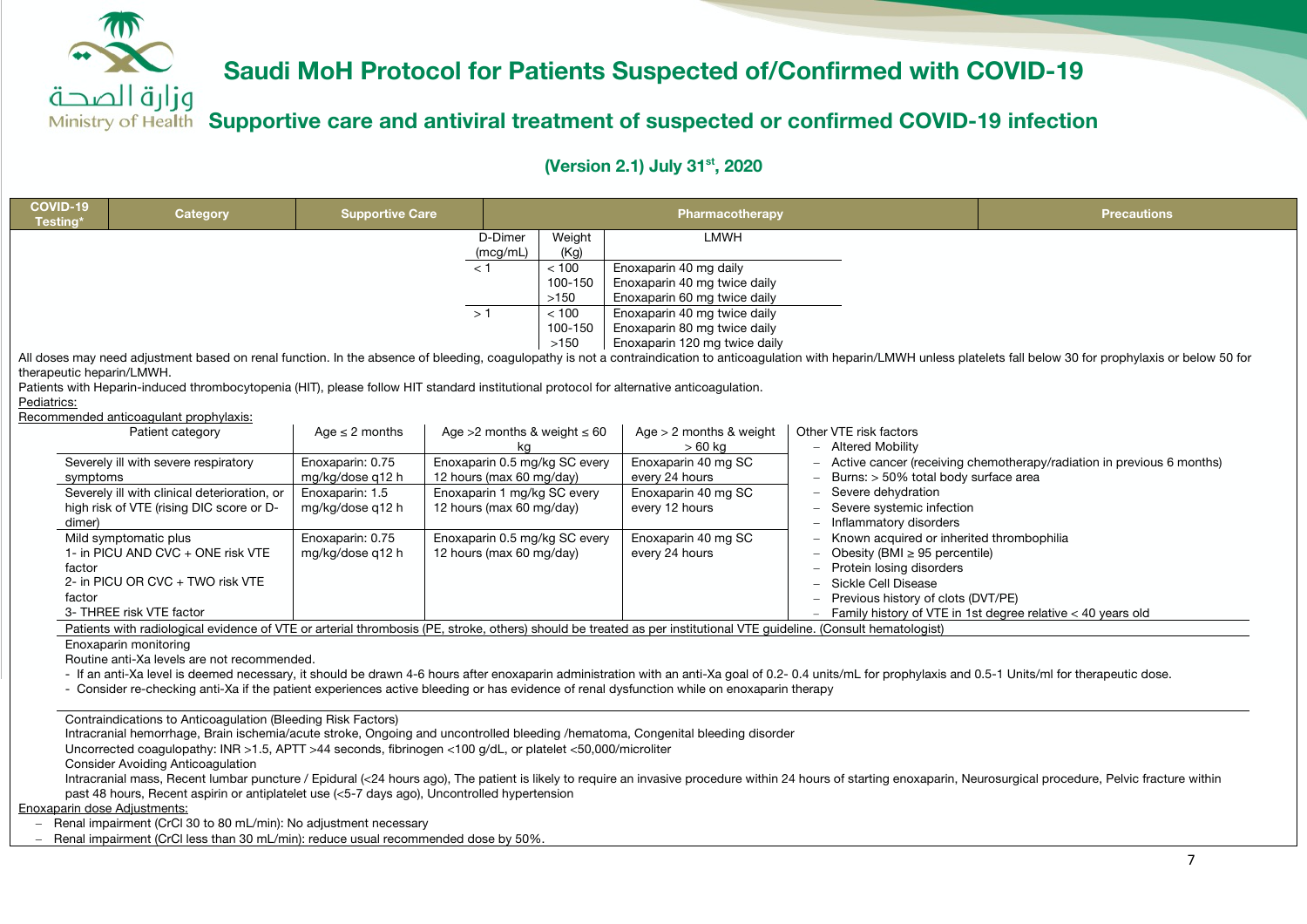# Saudi MoH Protocol for Patients Suspected of/Confirmed with COVID-19

## Supportive care and antiviral treatment of suspected or confirmed COVID-19 infection

### (Version 2.1) July 31st, 2020

| COVID-19 Testing* | Category | Supportive Care | Pharmacotherapy | Precautions |
|---|---|---|---|---|

| D-Dimer (mcg/mL) | Weight (Kg) | LMWH |
|---|---|---|
| < 1 | < 100 | Enoxaparin 40 mg daily |
| | 100-150 | Enoxaparin 40 mg twice daily |
| | >150 | Enoxaparin 60 mg twice daily |
| > 1 | < 100 | Enoxaparin 40 mg twice daily |
| | 100-150 | Enoxaparin 80 mg twice daily |
| | >150 | Enoxaparin 120 mg twice daily |

All doses may need adjustment based on renal function. In the absence of bleeding, coagulopathy is not a contraindication to anticoagulation with heparin/LMWH unless platelets fall below 30 for prophylaxis or below 50 for therapeutic heparin/LMWH.

Patients with Heparin-induced thrombocytopenia (HIT), please follow HIT standard institutional protocol for alternative anticoagulation.

Pediatrics:

Recommended anticoagulant prophylaxis:

| Patient category | Age ≤ 2 months | Age >2 months & weight ≤ 60 kg | Age > 2 months & weight > 60 kg | Other VTE risk factors |
|---|---|---|---|---|
| Severely ill with severe respiratory symptoms | Enoxaparin: 0.75 mg/kg/dose q12 h | Enoxaparin 0.5 mg/kg SC every 12 hours (max 60 mg/day) | Enoxaparin 40 mg SC every 24 hours | – Altered Mobility<br>– Active cancer (receiving chemotherapy/radiation in previous 6 months)<br>– Burns: > 50% total body surface area<br>– Severe dehydration<br>– Severe systemic infection<br>– Inflammatory disorders<br>– Known acquired or inherited thrombophilia<br>– Obesity (BMI ≥ 95 percentile)<br>– Protein losing disorders<br>– Sickle Cell Disease<br>– Previous history of clots (DVT/PE)<br>– Family history of VTE in 1st degree relative < 40 years old |
| Severely ill with clinical deterioration, or high risk of VTE (rising DIC score or D-dimer) | Enoxaparin: 1.5 mg/kg/dose q12 h | Enoxaparin 1 mg/kg SC every 12 hours (max 60 mg/day) | Enoxaparin 40 mg SC every 12 hours | |
| Mild symptomatic plus<br>1- in PICU AND CVC + ONE risk VTE factor<br>2- in PICU OR CVC + TWO risk VTE factor<br>3- THREE risk VTE factor | Enoxaparin: 0.75 mg/kg/dose q12 h | Enoxaparin 0.5 mg/kg SC every 12 hours (max 60 mg/day) | Enoxaparin 40 mg SC every 24 hours | |

Patients with radiological evidence of VTE or arterial thrombosis (PE, stroke, others) should be treated as per institutional VTE guideline. (Consult hematologist)

Enoxaparin monitoring

Routine anti-Xa levels are not recommended.

- If an anti-Xa level is deemed necessary, it should be drawn 4-6 hours after enoxaparin administration with an anti-Xa goal of 0.2- 0.4 units/mL for prophylaxis and 0.5-1 Units/ml for therapeutic dose.
- Consider re-checking anti-Xa if the patient experiences active bleeding or has evidence of renal dysfunction while on enoxaparin therapy

Contraindications to Anticoagulation (Bleeding Risk Factors)

Intracranial hemorrhage, Brain ischemia/acute stroke, Ongoing and uncontrolled bleeding /hematoma, Congenital bleeding disorder

Uncorrected coagulopathy: INR >1.5, APTT >44 seconds, fibrinogen <100 g/dL, or platelet <50,000/microliter

Consider Avoiding Anticoagulation

Intracranial mass, Recent lumbar puncture / Epidural (<24 hours ago), The patient is likely to require an invasive procedure within 24 hours of starting enoxaparin, Neurosurgical procedure, Pelvic fracture within past 48 hours, Recent aspirin or antiplatelet use (<5-7 days ago), Uncontrolled hypertension

Enoxaparin dose Adjustments:

- Renal impairment (CrCl 30 to 80 mL/min): No adjustment necessary
- Renal impairment (CrCl less than 30 mL/min): reduce usual recommended dose by 50%.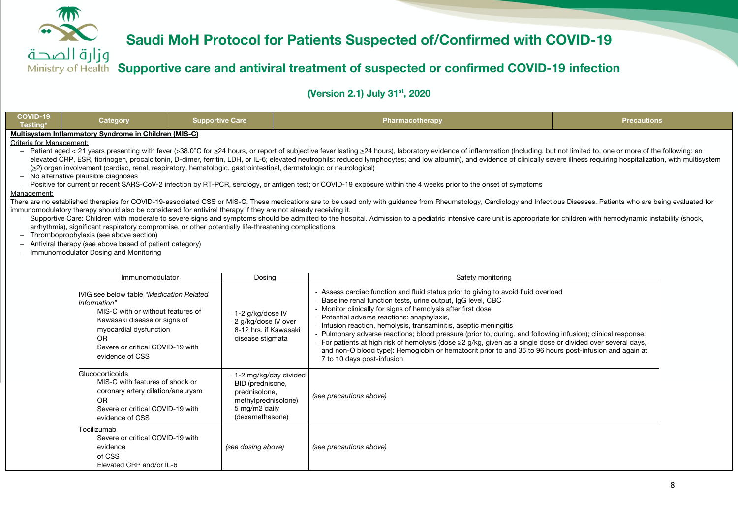# Saudi MoH Protocol for Patients Suspected of/Confirmed with COVID-19

## Supportive care and antiviral treatment of suspected or confirmed COVID-19 infection

**(Version 2.1) July 31st, 2020**

| COVID-19 Testing* | Category | Supportive Care | Pharmacotherapy | Precautions |
|---|---|---|---|---|

**Multisystem Inflammatory Syndrome in Children (MIS-C)**

Criteria for Management:

- Patient aged < 21 years presenting with fever (>38.0°C for ≥24 hours, or report of subjective fever lasting ≥24 hours), laboratory evidence of inflammation (Including, but not limited to, one or more of the following: an elevated CRP, ESR, fibrinogen, procalcitonin, D-dimer, ferritin, LDH, or IL-6; elevated neutrophils; reduced lymphocytes; and low albumin), and evidence of clinically severe illness requiring hospitalization, with multisystem (≥2) organ involvement (cardiac, renal, respiratory, hematologic, gastrointestinal, dermatologic or neurological)
- No alternative plausible diagnoses
- Positive for current or recent SARS-CoV-2 infection by RT-PCR, serology, or antigen test; or COVID-19 exposure within the 4 weeks prior to the onset of symptoms

Management:

There are no established therapies for COVID-19-associated CSS or MIS-C. These medications are to be used only with guidance from Rheumatology, Cardiology and Infectious Diseases. Patients who are being evaluated for immunomodulatory therapy should also be considered for antiviral therapy if they are not already receiving it.

- Supportive Care: Children with moderate to severe signs and symptoms should be admitted to the hospital. Admission to a pediatric intensive care unit is appropriate for children with hemodynamic instability (shock, arrhythmia), significant respiratory compromise, or other potentially life-threatening complications
- Thromboprophylaxis (see above section)
- Antiviral therapy (see above based on patient category)
- Immunomodulator Dosing and Monitoring

| Immunomodulator | Dosing | Safety monitoring |
|---|---|---|
| IVIG see below table *"Medication Related Information"*<br>MIS-C with or without features of Kawasaki disease or signs of myocardial dysfunction<br>OR<br>Severe or critical COVID-19 with evidence of CSS | - 1-2 g/kg/dose IV<br>- 2 g/kg/dose IV over 8-12 hrs. if Kawasaki disease stigmata | - Assess cardiac function and fluid status prior to giving to avoid fluid overload<br>- Baseline renal function tests, urine output, IgG level, CBC<br>- Monitor clinically for signs of hemolysis after first dose<br>- Potential adverse reactions: anaphylaxis,<br>- Infusion reaction, hemolysis, transaminitis, aseptic meningitis<br>- Pulmonary adverse reactions; blood pressure (prior to, during, and following infusion); clinical response.<br>- For patients at high risk of hemolysis (dose ≥2 g/kg, given as a single dose or divided over several days, and non-O blood type): Hemoglobin or hematocrit prior to and 36 to 96 hours post-infusion and again at 7 to 10 days post-infusion |
| Glucocorticoids<br>MIS-C with features of shock or coronary artery dilation/aneurysm<br>OR<br>Severe or critical COVID-19 with evidence of CSS | - 1-2 mg/kg/day divided BID (prednisone, prednisolone, methylprednisolone)<br>- 5 mg/m2 daily (dexamethasone) | *(see precautions above)* |
| Tocilizumab<br>Severe or critical COVID-19 with evidence of CSS<br>Elevated CRP and/or IL-6 | *(see dosing above)* | *(see precautions above)* |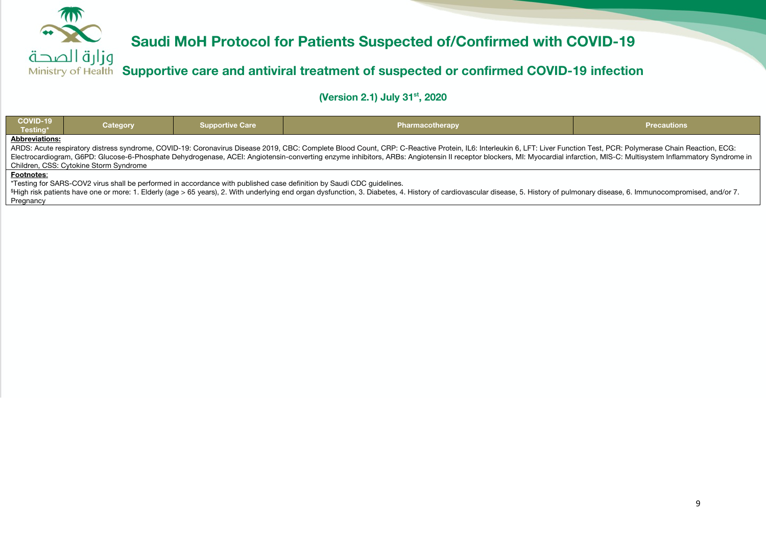# Saudi MoH Protocol for Patients Suspected of/Confirmed with COVID-19

## Supportive care and antiviral treatment of suspected or confirmed COVID-19 infection

### (Version 2.1) July 31st, 2020

| COVID-19 Testing* | Category | Supportive Care | Pharmacotherapy | Precautions |
|---|---|---|---|---|

**Abbreviations:**

ARDS: Acute respiratory distress syndrome, COVID-19: Coronavirus Disease 2019, CBC: Complete Blood Count, CRP: C-Reactive Protein, IL6: Interleukin 6, LFT: Liver Function Test, PCR: Polymerase Chain Reaction, ECG: Electrocardiogram, G6PD: Glucose-6-Phosphate Dehydrogenase, ACEI: Angiotensin-converting enzyme inhibitors, ARBs: Angiotensin II receptor blockers, MI: Myocardial infarction, MIS-C: Multisystem Inflammatory Syndrome in Children, CSS: Cytokine Storm Syndrome

**Footnotes**:

*Testing for SARS-COV2 virus shall be performed in accordance with published case definition by Saudi CDC guidelines.

$High risk patients have one or more: 1. Elderly (age > 65 years), 2. With underlying end organ dysfunction, 3. Diabetes, 4. History of cardiovascular disease, 5. History of pulmonary disease, 6. Immunocompromised, and/or 7. Pregnancy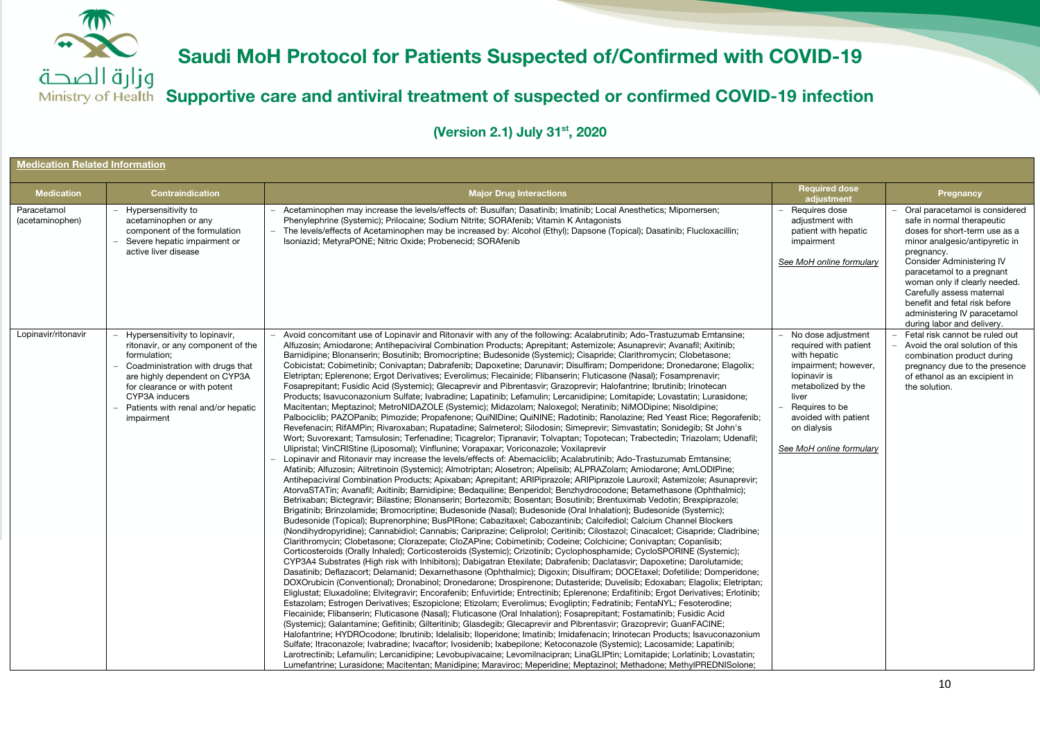# Saudi MoH Protocol for Patients Suspected of/Confirmed with COVID-19

## Supportive care and antiviral treatment of suspected or confirmed COVID-19 infection

**(Version 2.1) July 31st, 2020**

**Medication Related Information**

| Medication | Contraindication | Major Drug Interactions | Required dose adjustment | Pregnancy |
|---|---|---|---|---|
| Paracetamol (acetaminophen) | – Hypersensitivity to acetaminophen or any component of the formulation<br>– Severe hepatic impairment or active liver disease | – Acetaminophen may increase the levels/effects of: Busulfan; Dasatinib; Imatinib; Local Anesthetics; Mipomersen; Phenylephrine (Systemic); Prilocaine; Sodium Nitrite; SORAfenib; Vitamin K Antagonists<br>– The levels/effects of Acetaminophen may be increased by: Alcohol (Ethyl); Dapsone (Topical); Dasatinib; Flucloxacillin; Isoniazid; MetyraPONE; Nitric Oxide; Probenecid; SORAfenib | – Requires dose adjustment with patient with hepatic impairment<br><br>See MoH online formulary | – Oral paracetamol is considered safe in normal therapeutic doses for short-term use as a minor analgesic/antipyretic in pregnancy.<br>Consider Administering IV paracetamol to a pregnant woman only if clearly needed. Carefully assess maternal benefit and fetal risk before administering IV paracetamol during labor and delivery. |
| Lopinavir/ritonavir | – Hypersensitivity to lopinavir, ritonavir, or any component of the formulation;<br>– Coadministration with drugs that are highly dependent on CYP3A for clearance or with potent CYP3A inducers<br>– Patients with renal and/or hepatic impairment | – Avoid concomitant use of Lopinavir and Ritonavir with any of the following: Acalabrutinib; Ado-Trastuzumab Emtansine; Alfuzosin; Amiodarone; Antihepaciviral Combination Products; Aprepitant; Astemizole; Asunaprevir; Avanafil; Axitinib; Barnidipine; Blonanserin; Bosutinib; Bromocriptine; Budesonide (Systemic); Cisapride; Clarithromycin; Clobetasone; Cobicistat; Cobimetinib; Conivaptan; Dabrafenib; Dapoxetine; Darunavir; Disulfiram; Domperidone; Dronedarone; Elagolix; Eletriptan; Eplerenone; Ergot Derivatives; Everolimus; Flecainide; Flibanserin; Fluticasone (Nasal); Fosamprenavir; Fosaprepitant; Fusidic Acid (Systemic); Glecaprevir and Pibrentasvir; Grazoprevir; Halofantrine; Ibrutinib; Irinotecan Products; Isavuconazonium Sulfate; Ivabradine; Lapatinib; Lefamulin; Lercanidipine; Lomitapide; Lovastatin; Lurasidone; Macitentan; Meptazinol; MetroNIDAZOLE (Systemic); Midazolam; Naloxegol; Neratinib; NiMODipine; Nisoldipine; Palbociclib; PAZOPanib; Pimozide; Propafenone; QuiNIDine; QuiNINE; Radotinib; Ranolazine; Red Yeast Rice; Regorafenib; Revefenacin; RifAMPin; Rivaroxaban; Rupatadine; Salmeterol; Silodosin; Simeprevir; Simvastatin; Sonidegib; St John's Wort; Suvorexant; Tamsulosin; Terfenadine; Ticagrelor; Tipranavir; Tolvaptan; Topotecan; Trabectedin; Triazolam; Udenafil; Ulipristal; VinCRIStine (Liposomal); Vinflunine; Vorapaxar; Voriconazole; Voxilaprevir<br>– Lopinavir and Ritonavir may increase the levels/effects of: Abemaciclib; Acalabrutinib; Ado-Trastuzumab Emtansine; Afatinib; Alfuzosin; Alitretinoin (Systemic); Almotriptan; Alosetron; Alpelisib; ALPRAZolam; Amiodarone; AmLODIPine; Antihepaciviral Combination Products; Apixaban; Aprepitant; ARIPiprazole; ARIPiprazole Lauroxil; Astemizole; Asunaprevir; AtorvaSTATin; Avanafil; Axitinib; Barnidipine; Bedaquiline; Benperidol; Benzhydrocodone; Betamethasone (Ophthalmic); Betrixaban; Bictegravir; Bilastine; Blonanserin; Bortezomib; Bosentan; Bosutinib; Brentuximab Vedotin; Brexpiprazole; Brigatinib; Brinzolamide; Bromocriptine; Budesonide (Nasal); Budesonide (Oral Inhalation); Budesonide (Systemic); Budesonide (Topical); Buprenorphine; BusPIRone; Cabazitaxel; Cabozantinib; Calcifediol; Calcium Channel Blockers (Nondihydropyridine); Cannabidiol; Cannabis; Cariprazine; Celiprolol; Ceritinib; Cilostazol; Cinacalcet; Cisapride; Cladribine; Clarithromycin; Clobetasone; Clorazepate; CloZAPine; Cobimetinib; Codeine; Colchicine; Conivaptan; Copanlisib; Corticosteroids (Orally Inhaled); Corticosteroids (Systemic); Crizotinib; Cyclophosphamide; CycloSPORINE (Systemic); CYP3A4 Substrates (High risk with Inhibitors); Dabigatran Etexilate; Dabrafenib; Daclatasvir; Dapoxetine; Darolutamide; Dasatinib; Deflazacort; Delamanid; Dexamethasone (Ophthalmic); Digoxin; Disulfiram; DOCEtaxel; Dofetilide; Domperidone; DOXOrubicin (Conventional); Dronabinol; Dronedarone; Drospirenone; Dutasteride; Duvelisib; Edoxaban; Elagolix; Eletriptan; Eliglustat; Eluxadoline; Elvitegravir; Encorafenib; Enfuvirtide; Entrectinib; Eplerenone; Erdafitinib; Ergot Derivatives; Erlotinib; Estazolam; Estrogen Derivatives; Eszopiclone; Etizolam; Everolimus; Evogliptin; Fedratinib; FentaNYL; Fesoterodine; Flecainide; Flibanserin; Fluticasone (Nasal); Fluticasone (Oral Inhalation); Fosaprepitant; Fostamatinib; Fusidic Acid (Systemic); Galantamine; Gefitinib; Gilteritinib; Glasdegib; Glecaprevir and Pibrentasvir; Grazoprevir; GuanFACINE; Halofantrine; HYDROcodone; Ibrutinib; Idelalisib; Iloperidone; Imatinib; Imidafenacin; Irinotecan Products; Isavuconazonium Sulfate; Itraconazole; Ivabradine; Ivacaftor; Ivosidenib; Ixabepilone; Ketoconazole (Systemic); Lacosamide; Lapatinib; Larotrectinib; Lefamulin; Lercanidipine; Levobupivacaine; Levomilnacipran; LinaGLIPtin; Lomitapide; Lorlatinib; Lovastatin; Lumefantrine; Lurasidone; Macitentan; Manidipine; Maraviroc; Meperidine; Meptazinol; Methadone; MethylPREDNISolone; | – No dose adjustment required with patient with hepatic impairment; however, lopinavir is metabolized by the liver<br>– Requires to be avoided with patient on dialysis<br><br>See MoH online formulary | – Fetal risk cannot be ruled out<br>– Avoid the oral solution of this combination product during pregnancy due to the presence of ethanol as an excipient in the solution. |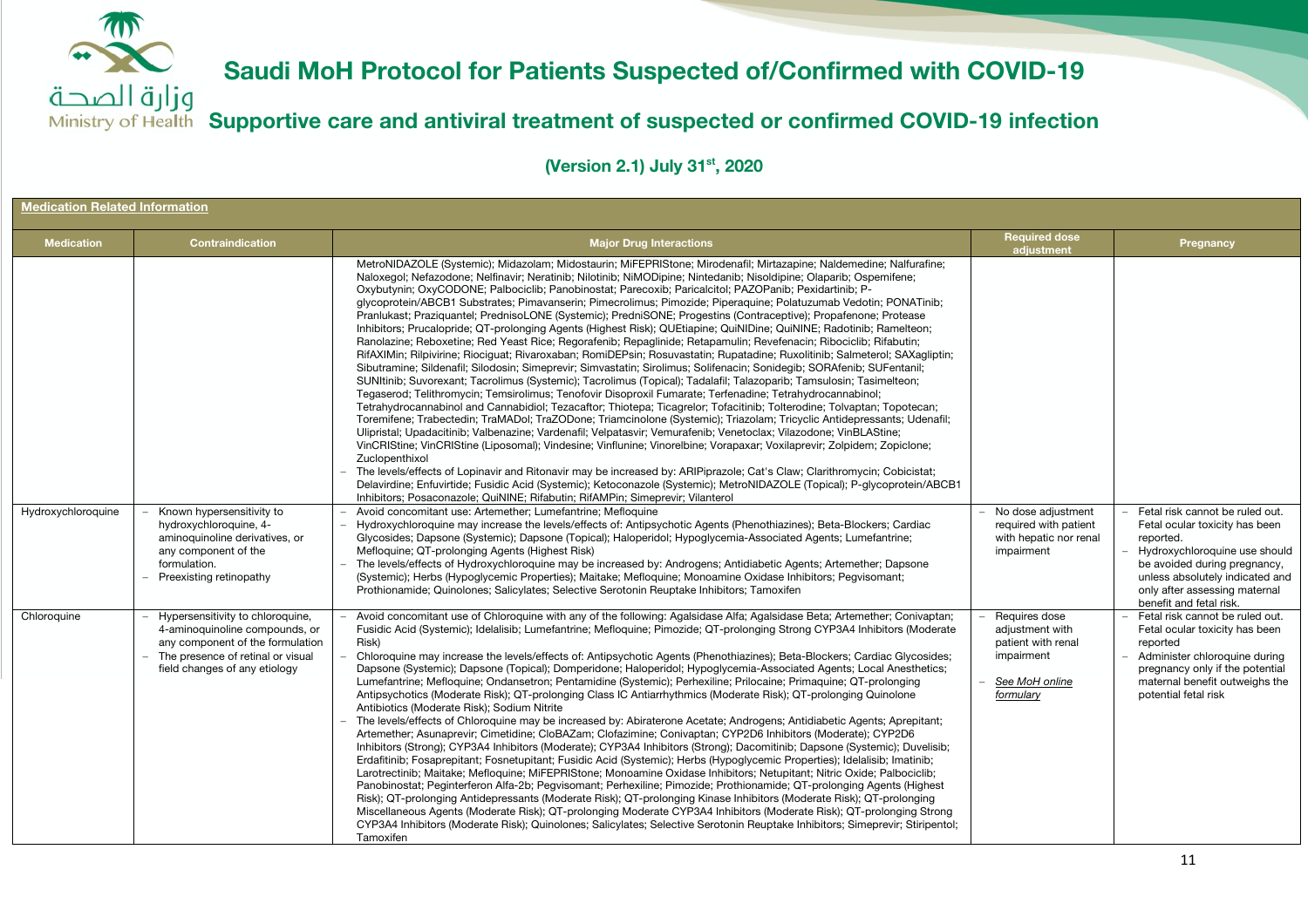# Saudi MoH Protocol for Patients Suspected of/Confirmed with COVID-19

## Supportive care and antiviral treatment of suspected or confirmed COVID-19 infection

**(Version 2.1) July 31st, 2020**

**Medication Related Information**

| Medication | Contraindication | Major Drug Interactions | Required dose adjustment | Pregnancy |
|---|---|---|---|---|
| | | MetroNIDAZOLE (Systemic); Midazolam; Midostaurin; MiFEPRIStone; Mirodenafil; Mirtazapine; Naldemedine; Nalfurafine; Naloxegol; Nefazodone; Nelfinavir; Neratinib; Nilotinib; NiMODipine; Nintedanib; Nisoldipine; Olaparib; Ospemifene; Oxybutynin; OxyCODONE; Palbociclib; Panobinostat; Parecoxib; Paricalcitol; PAZOPanib; Pexidartinib; P-glycoprotein/ABCB1 Substrates; Pimavanserin; Pimecrolimus; Pimozide; Piperaquine; Polatuzumab Vedotin; PONATinib; Pranlukast; Praziquantel; PrednisoLONE (Systemic); PredniSONE; Progestins (Contraceptive); Propafenone; Protease Inhibitors; Prucalopride; QT-prolonging Agents (Highest Risk); QUEtiapine; QuiNIDine; QuiNINE; Radotinib; Ramelteon; Ranolazine; Reboxetine; Red Yeast Rice; Regorafenib; Repaglinide; Retapamulin; Revefenacin; Ribociclib; Rifabutin; RifAXIMin; Rilpivirine; Riociguat; Rivaroxaban; RomiDEPsin; Rosuvastatin; Rupatadine; Ruxolitinib; Salmeterol; SAXagliptin; Sibutramine; Sildenafil; Silodosin; Simeprevir; Simvastatin; Sirolimus; Solifenacin; Sonidegib; SORAfenib; SUFentanil; SUNItinib; Suvorexant; Tacrolimus (Systemic); Tacrolimus (Topical); Tadalafil; Talazoparib; Tamsulosin; Tasimelteon; Tegaserod; Telithromycin; Temsirolimus; Tenofovir Disoproxil Fumarate; Terfenadine; Tetrahydrocannabinol; Tetrahydrocannabinol and Cannabidiol; Tezacaftor; Thiotepa; Ticagrelor; Tofacitinib; Tolterodine; Tolvaptan; Topotecan; Toremifene; Trabectedin; TraMADol; TraZODone; Triamcinolone (Systemic); Triazolam; Tricyclic Antidepressants; Udenafil; Ulipristal; Upadacitinib; Valbenazine; Vardenafil; Velpatasvir; Vemurafenib; Venetoclax; Vilazodone; VinBLAStine; VinCRIStine; VinCRIStine (Liposomal); Vindesine; Vinflunine; Vinorelbine; Vorapaxar; Voxilaprevir; Zolpidem; Zopiclone; Zuclopenthixol<br>– The levels/effects of Lopinavir and Ritonavir may be increased by: ARIPiprazole; Cat's Claw; Clarithromycin; Cobicistat; Delavirdine; Enfuvirtide; Fusidic Acid (Systemic); Ketoconazole (Systemic); MetroNIDAZOLE (Topical); P-glycoprotein/ABCB1 Inhibitors; Posaconazole; QuiNINE; Rifabutin; RifAMPin; Simeprevir; Vilanterol | | |
| Hydroxychloroquine | – Known hypersensitivity to hydroxychloroquine, 4-aminoquinoline derivatives, or any component of the formulation.<br>– Preexisting retinopathy | – Avoid concomitant use: Artemether; Lumefantrine; Mefloquine<br>– Hydroxychloroquine may increase the levels/effects of: Antipsychotic Agents (Phenothiazines); Beta-Blockers; Cardiac Glycosides; Dapsone (Systemic); Dapsone (Topical); Haloperidol; Hypoglycemia-Associated Agents; Lumefantrine; Mefloquine; QT-prolonging Agents (Highest Risk)<br>– The levels/effects of Hydroxychloroquine may be increased by: Androgens; Antidiabetic Agents; Artemether; Dapsone (Systemic); Herbs (Hypoglycemic Properties); Maitake; Mefloquine; Monoamine Oxidase Inhibitors; Pegvisomant; Prothionamide; Quinolones; Salicylates; Selective Serotonin Reuptake Inhibitors; Tamoxifen | – No dose adjustment required with patient with hepatic nor renal impairment | – Fetal risk cannot be ruled out. Fetal ocular toxicity has been reported.<br>– Hydroxychloroquine use should be avoided during pregnancy, unless absolutely indicated and only after assessing maternal benefit and fetal risk. |
| Chloroquine | – Hypersensitivity to chloroquine, 4-aminoquinoline compounds, or any component of the formulation<br>– The presence of retinal or visual field changes of any etiology | – Avoid concomitant use of Chloroquine with any of the following: Agalsidase Alfa; Agalsidase Beta; Artemether; Conivaptan; Fusidic Acid (Systemic); Idelalisib; Lumefantrine; Mefloquine; Pimozide; QT-prolonging Strong CYP3A4 Inhibitors (Moderate Risk)<br>– Chloroquine may increase the levels/effects of: Antipsychotic Agents (Phenothiazines); Beta-Blockers; Cardiac Glycosides; Dapsone (Systemic); Dapsone (Topical); Domperidone; Haloperidol; Hypoglycemia-Associated Agents; Local Anesthetics; Lumefantrine; Mefloquine; Ondansetron; Pentamidine (Systemic); Perhexiline; Prilocaine; Primaquine; QT-prolonging Antipsychotics (Moderate Risk); QT-prolonging Class IC Antiarrhythmics (Moderate Risk); QT-prolonging Quinolone Antibiotics (Moderate Risk); Sodium Nitrite<br>– The levels/effects of Chloroquine may be increased by: Abiraterone Acetate; Androgens; Antidiabetic Agents; Aprepitant; Artemether; Asunaprevir; Cimetidine; CloBAZam; Clofazimine; Conivaptan; CYP2D6 Inhibitors (Moderate); CYP2D6 Inhibitors (Strong); CYP3A4 Inhibitors (Moderate); CYP3A4 Inhibitors (Strong); Dacomitinib; Dapsone (Systemic); Duvelisib; Erdafitinib; Fosaprepitant; Fosnetupitant; Fusidic Acid (Systemic); Herbs (Hypoglycemic Properties); Idelalisib; Imatinib; Larotrectinib; Maitake; Mefloquine; MiFEPRIStone; Monoamine Oxidase Inhibitors; Netupitant; Nitric Oxide; Palbociclib; Panobinostat; Peginterferon Alfa-2b; Pegvisomant; Perhexiline; Pimozide; Prothionamide; QT-prolonging Agents (Highest Risk); QT-prolonging Antidepressants (Moderate Risk); QT-prolonging Kinase Inhibitors (Moderate Risk); QT-prolonging Miscellaneous Agents (Moderate Risk); QT-prolonging Moderate CYP3A4 Inhibitors (Moderate Risk); QT-prolonging Strong CYP3A4 Inhibitors (Moderate Risk); Quinolones; Salicylates; Selective Serotonin Reuptake Inhibitors; Simeprevir; Stiripentol; Tamoxifen | – Requires dose adjustment with patient with renal impairment<br>– *See MoH online formulary* | – Fetal risk cannot be ruled out. Fetal ocular toxicity has been reported<br>– Administer chloroquine during pregnancy only if the potential maternal benefit outweighs the potential fetal risk |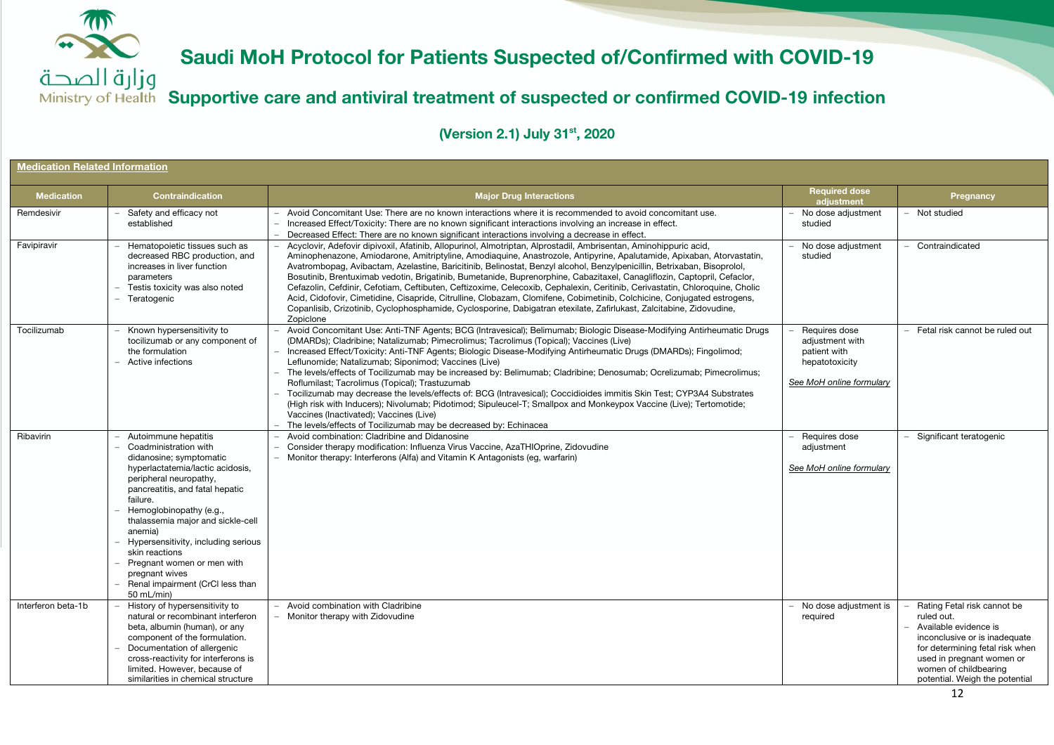# Saudi MoH Protocol for Patients Suspected of/Confirmed with COVID-19

## Supportive care and antiviral treatment of suspected or confirmed COVID-19 infection

### (Version 2.1) July 31st, 2020

**Medication Related Information**

| Medication | Contraindication | Major Drug Interactions | Required dose adjustment | Pregnancy |
|---|---|---|---|---|
| Remdesivir | – Safety and efficacy not established | – Avoid Concomitant Use: There are no known interactions where it is recommended to avoid concomitant use.<br>– Increased Effect/Toxicity: There are no known significant interactions involving an increase in effect.<br>– Decreased Effect: There are no known significant interactions involving a decrease in effect. | – No dose adjustment studied | – Not studied |
| Favipiravir | – Hematopoietic tissues such as decreased RBC production, and increases in liver function parameters<br>– Testis toxicity was also noted<br>– Teratogenic | – Acyclovir, Adefovir dipivoxil, Afatinib, Allopurinol, Almotriptan, Alprostadil, Ambrisentan, Aminohippuric acid, Aminophenazone, Amiodarone, Amitriptyline, Amodiaquine, Anastrozole, Antipyrine, Apalutamide, Apixaban, Atorvastatin, Avatrombopag, Avibactam, Azelastine, Baricitinib, Belinostat, Benzyl alcohol, Benzylpenicillin, Betrixaban, Bisoprolol, Bosutinib, Brentuximab vedotin, Brigatinib, Bumetanide, Buprenorphine, Cabazitaxel, Canagliflozin, Captopril, Cefaclor, Cefazolin, Cefdinir, Cefotiam, Ceftibuten, Ceftizoxime, Celecoxib, Cephalexin, Ceritinib, Cerivastatin, Chloroquine, Cholic Acid, Cidofovir, Cimetidine, Cisapride, Citrulline, Clobazam, Clomifene, Cobimetinib, Colchicine, Conjugated estrogens, Copanlisib, Crizotinib, Cyclophosphamide, Cyclosporine, Dabigatran etexilate, Zafirlukast, Zalcitabine, Zidovudine, Zopiclone | – No dose adjustment studied | – Contraindicated |
| Tocilizumab | – Known hypersensitivity to tocilizumab or any component of the formulation<br>– Active infections | – Avoid Concomitant Use: Anti-TNF Agents; BCG (Intravesical); Belimumab; Biologic Disease-Modifying Antirheumatic Drugs (DMARDs); Cladribine; Natalizumab; Pimecrolimus; Tacrolimus (Topical); Vaccines (Live)<br>– Increased Effect/Toxicity: Anti-TNF Agents; Biologic Disease-Modifying Antirheumatic Drugs (DMARDs); Fingolimod; Leflunomide; Natalizumab; Siponimod; Vaccines (Live)<br>– The levels/effects of Tocilizumab may be increased by: Belimumab; Cladribine; Denosumab; Ocrelizumab; Pimecrolimus; Roflumilast; Tacrolimus (Topical); Trastuzumab<br>– Tocilizumab may decrease the levels/effects of: BCG (Intravesical); Coccidioides immitis Skin Test; CYP3A4 Substrates (High risk with Inducers); Nivolumab; Pidotimod; Sipuleucel-T; Smallpox and Monkeypox Vaccine (Live); Tertomotide; Vaccines (Inactivated); Vaccines (Live)<br>– The levels/effects of Tocilizumab may be decreased by: Echinacea | – Requires dose adjustment with patient with hepatotoxicity<br><br>*See MoH online formulary* | – Fetal risk cannot be ruled out |
| Ribavirin | – Autoimmune hepatitis<br>– Coadministration with didanosine; symptomatic hyperlactatemia/lactic acidosis, peripheral neuropathy, pancreatitis, and fatal hepatic failure.<br>– Hemoglobinopathy (e.g., thalassemia major and sickle-cell anemia)<br>– Hypersensitivity, including serious skin reactions<br>– Pregnant women or men with pregnant wives<br>– Renal impairment (CrCl less than 50 mL/min) | – Avoid combination: Cladribine and Didanosine<br>– Consider therapy modification: Influenza Virus Vaccine, AzaTHIOprine, Zidovudine<br>– Monitor therapy: Interferons (Alfa) and Vitamin K Antagonists (eg, warfarin) | – Requires dose adjustment<br><br>*See MoH online formulary* | – Significant teratogenic |
| Interferon beta-1b | – History of hypersensitivity to natural or recombinant interferon beta, albumin (human), or any component of the formulation.<br>– Documentation of allergenic cross-reactivity for interferons is limited. However, because of similarities in chemical structure | – Avoid combination with Cladribine<br>– Monitor therapy with Zidovudine | – No dose adjustment is required | – Rating Fetal risk cannot be ruled out.<br>– Available evidence is inconclusive or is inadequate for determining fetal risk when used in pregnant women or women of childbearing potential. Weigh the potential |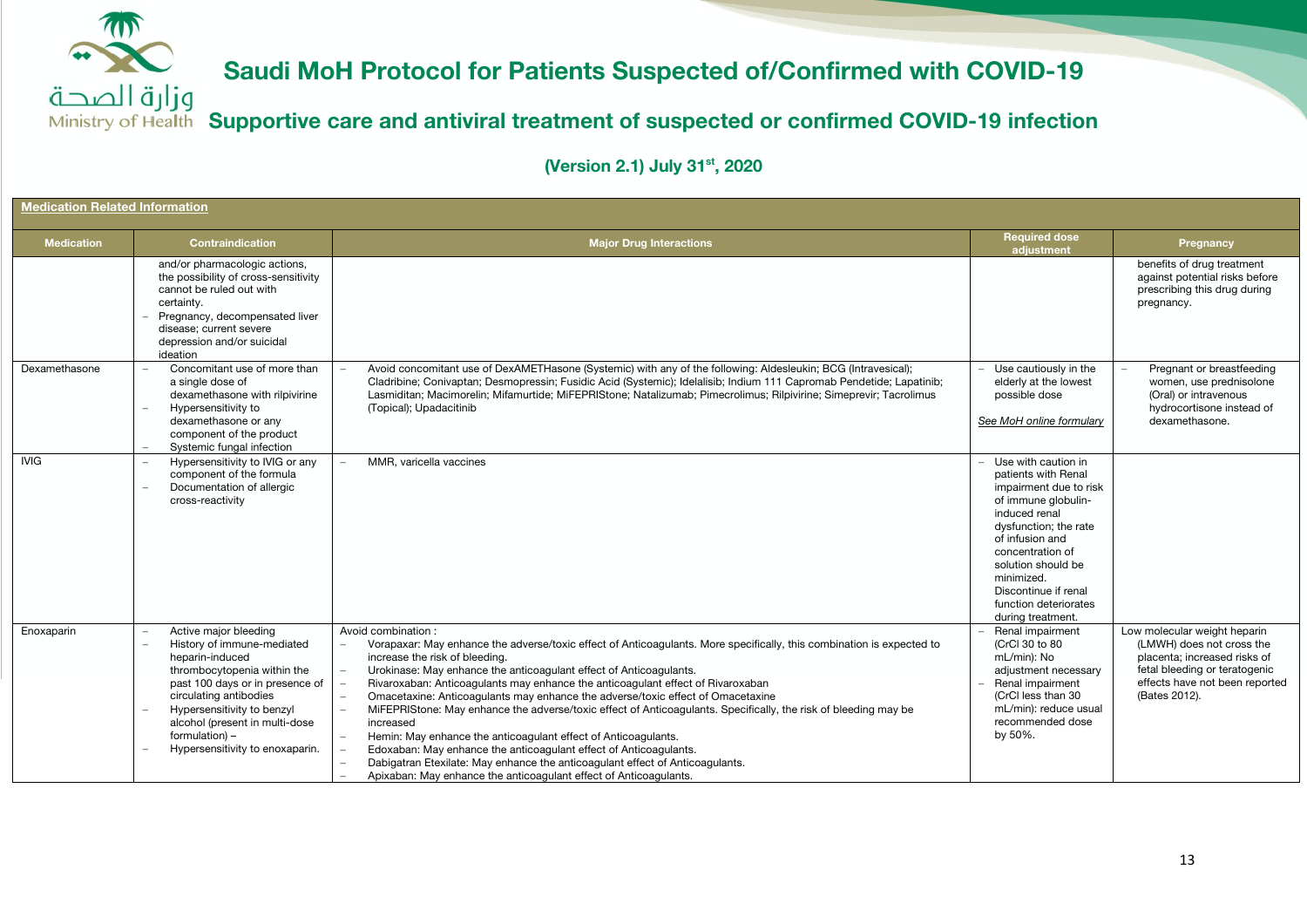# Saudi MoH Protocol for Patients Suspected of/Confirmed with COVID-19

## Supportive care and antiviral treatment of suspected or confirmed COVID-19 infection

### (Version 2.1) July 31st, 2020

**Medication Related Information**

| Medication | Contraindication | Major Drug Interactions | Required dose adjustment | Pregnancy |
|---|---|---|---|---|
| | and/or pharmacologic actions, the possibility of cross-sensitivity cannot be ruled out with certainty.<br>– Pregnancy, decompensated liver disease; current severe depression and/or suicidal ideation | | | benefits of drug treatment against potential risks before prescribing this drug during pregnancy. |
| Dexamethasone | – Concomitant use of more than a single dose of dexamethasone with rilpivirine<br>– Hypersensitivity to dexamethasone or any component of the product<br>– Systemic fungal infection | – Avoid concomitant use of DexAMETHasone (Systemic) with any of the following: Aldesleukin; BCG (Intravesical); Cladribine; Conivaptan; Desmopressin; Fusidic Acid (Systemic); Idelalisib; Indium 111 Capromab Pendetide; Lapatinib; Lasmiditan; Macimorelin; Mifamurtide; MiFEPRIStone; Natalizumab; Pimecrolimus; Rilpivirine; Simeprevir; Tacrolimus (Topical); Upadacitinib | – Use cautiously in the elderly at the lowest possible dose<br><br>*See MoH online formulary* | – Pregnant or breastfeeding women, use prednisolone (Oral) or intravenous hydrocortisone instead of dexamethasone. |
| IVIG | – Hypersensitivity to IVIG or any component of the formula<br>– Documentation of allergic cross-reactivity | – MMR, varicella vaccines | – Use with caution in patients with Renal impairment due to risk of immune globulin-induced renal dysfunction; the rate of infusion and concentration of solution should be minimized. Discontinue if renal function deteriorates during treatment. | |
| Enoxaparin | – Active major bleeding<br>– History of immune-mediated heparin-induced thrombocytopenia within the past 100 days or in presence of circulating antibodies<br>– Hypersensitivity to benzyl alcohol (present in multi-dose formulation) –<br>– Hypersensitivity to enoxaparin. | Avoid combination :<br>– Vorapaxar: May enhance the adverse/toxic effect of Anticoagulants. More specifically, this combination is expected to increase the risk of bleeding.<br>– Urokinase: May enhance the anticoagulant effect of Anticoagulants.<br>– Rivaroxaban: Anticoagulants may enhance the anticoagulant effect of Rivaroxaban<br>– Omacetaxine: Anticoagulants may enhance the adverse/toxic effect of Omacetaxine<br>– MiFEPRIStone: May enhance the adverse/toxic effect of Anticoagulants. Specifically, the risk of bleeding may be increased<br>– Hemin: May enhance the anticoagulant effect of Anticoagulants.<br>– Edoxaban: May enhance the anticoagulant effect of Anticoagulants.<br>– Dabigatran Etexilate: May enhance the anticoagulant effect of Anticoagulants.<br>– Apixaban: May enhance the anticoagulant effect of Anticoagulants. | – Renal impairment (CrCl 30 to 80 mL/min): No adjustment necessary<br>– Renal impairment (CrCl less than 30 mL/min): reduce usual recommended dose by 50%. | Low molecular weight heparin (LMWH) does not cross the placenta; increased risks of fetal bleeding or teratogenic effects have not been reported (Bates 2012). |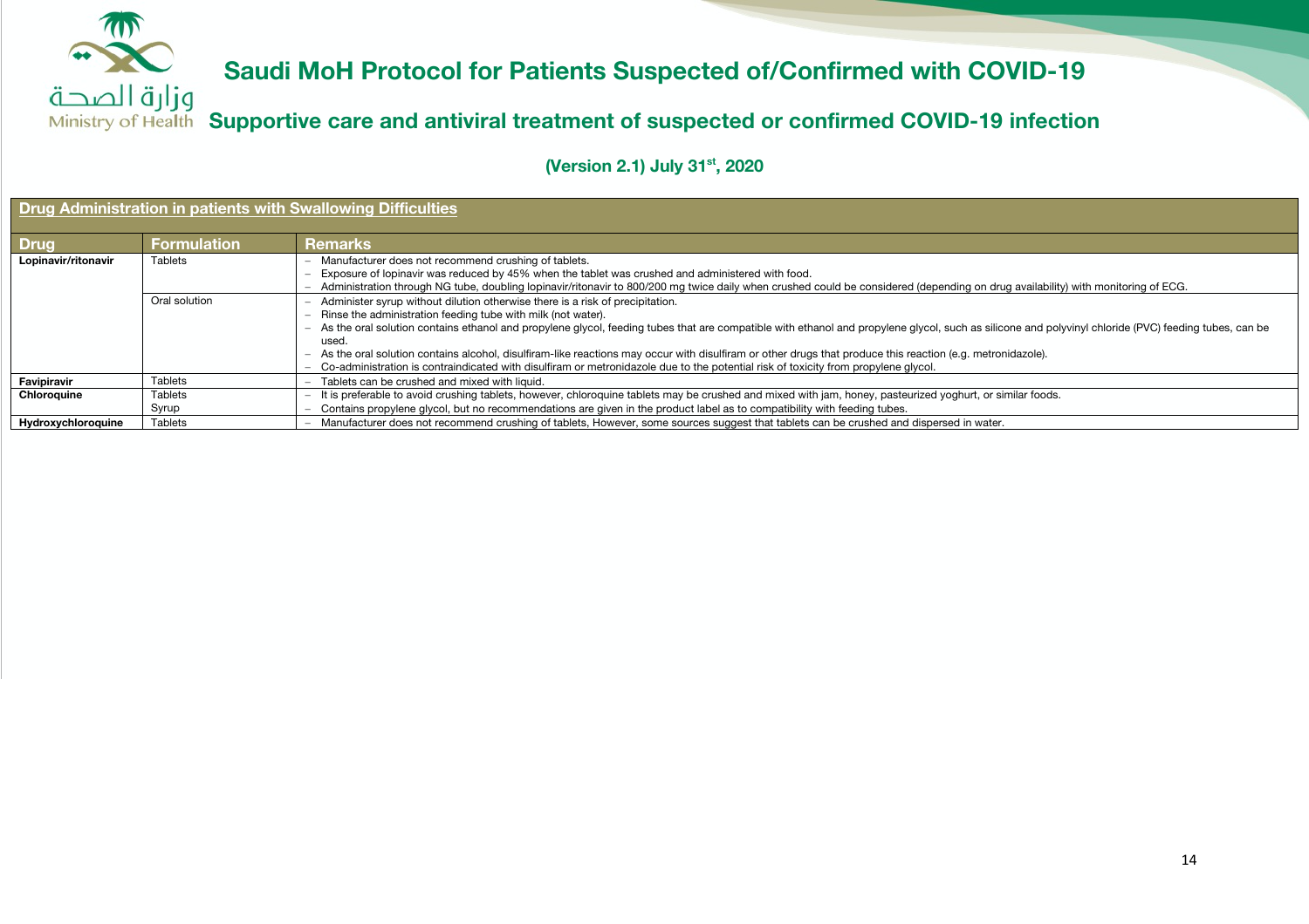# Saudi MoH Protocol for Patients Suspected of/Confirmed with COVID-19

## Supportive care and antiviral treatment of suspected or confirmed COVID-19 infection

**(Version 2.1) July 31st, 2020**

### Drug Administration in patients with Swallowing Difficulties

| Drug | Formulation | Remarks |
|---|---|---|
| **Lopinavir/ritonavir** | Tablets | – Manufacturer does not recommend crushing of tablets.<br>– Exposure of lopinavir was reduced by 45% when the tablet was crushed and administered with food.<br>– Administration through NG tube, doubling lopinavir/ritonavir to 800/200 mg twice daily when crushed could be considered (depending on drug availability) with monitoring of ECG. |
| | Oral solution | – Administer syrup without dilution otherwise there is a risk of precipitation.<br>– Rinse the administration feeding tube with milk (not water).<br>– As the oral solution contains ethanol and propylene glycol, feeding tubes that are compatible with ethanol and propylene glycol, such as silicone and polyvinyl chloride (PVC) feeding tubes, can be used.<br>– As the oral solution contains alcohol, disulfiram-like reactions may occur with disulfiram or other drugs that produce this reaction (e.g. metronidazole).<br>– Co-administration is contraindicated with disulfiram or metronidazole due to the potential risk of toxicity from propylene glycol. |
| **Favipiravir** | Tablets | – Tablets can be crushed and mixed with liquid. |
| **Chloroquine** | Tablets<br>Syrup | – It is preferable to avoid crushing tablets, however, chloroquine tablets may be crushed and mixed with jam, honey, pasteurized yoghurt, or similar foods.<br>– Contains propylene glycol, but no recommendations are given in the product label as to compatibility with feeding tubes. |
| **Hydroxychloroquine** | Tablets | – Manufacturer does not recommend crushing of tablets, However, some sources suggest that tablets can be crushed and dispersed in water. |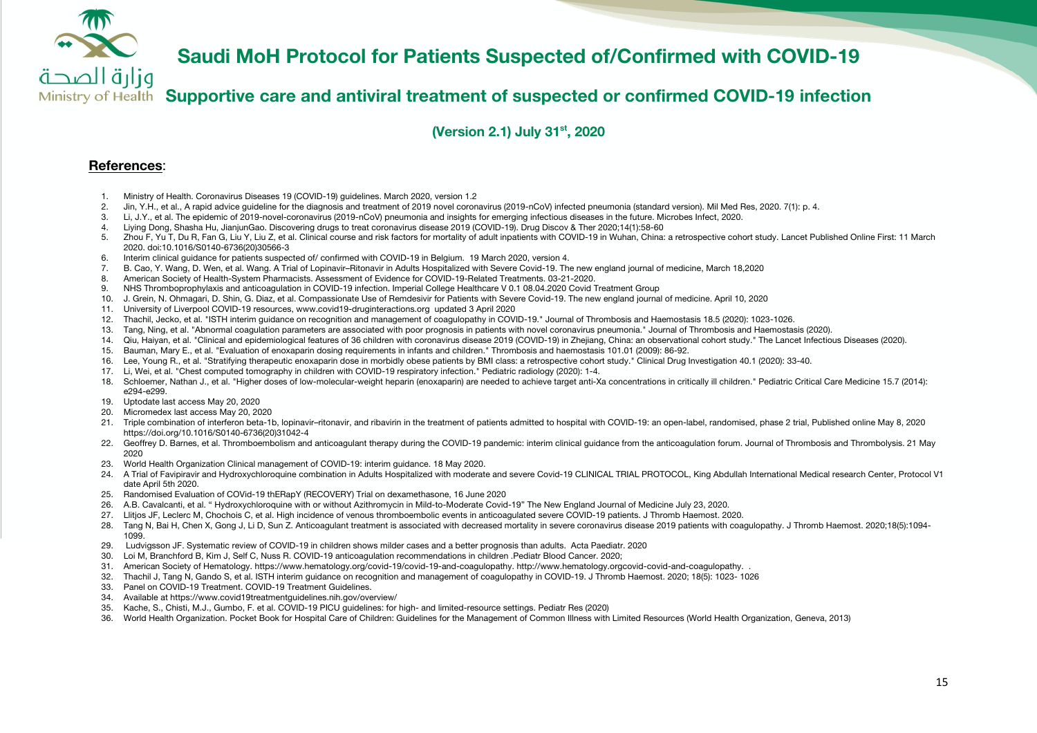# Saudi MoH Protocol for Patients Suspected of/Confirmed with COVID-19

## Supportive care and antiviral treatment of suspected or confirmed COVID-19 infection

**(Version 2.1) July 31st, 2020**

### References:

1. Ministry of Health. Coronavirus Diseases 19 (COVID-19) guidelines. March 2020, version 1.2
2. Jin, Y.H., et al., A rapid advice guideline for the diagnosis and treatment of 2019 novel coronavirus (2019-nCoV) infected pneumonia (standard version). Mil Med Res, 2020. 7(1): p. 4.
3. Li, J.Y., et al. The epidemic of 2019-novel-coronavirus (2019-nCoV) pneumonia and insights for emerging infectious diseases in the future. Microbes Infect, 2020.
4. Liying Dong, Shasha Hu, JianjunGao. Discovering drugs to treat coronavirus disease 2019 (COVID-19). Drug Discov & Ther 2020;14(1):58-60
5. Zhou F, Yu T, Du R, Fan G, Liu Y, Liu Z, et al. Clinical course and risk factors for mortality of adult inpatients with COVID-19 in Wuhan, China: a retrospective cohort study. Lancet Published Online First: 11 March 2020. doi:10.1016/S0140-6736(20)30566-3
6. Interim clinical guidance for patients suspected of/ confirmed with COVID-19 in Belgium. 19 March 2020, version 4.
7. B. Cao, Y. Wang, D. Wen, et al. Wang. A Trial of Lopinavir–Ritonavir in Adults Hospitalized with Severe Covid-19. The new england journal of medicine, March 18,2020
8. American Society of Health-System Pharmacists. Assessment of Evidence for COVID-19-Related Treatments. 03-21-2020.
9. NHS Thromboprophylaxis and anticoagulation in COVID-19 infection. Imperial College Healthcare V 0.1 08.04.2020 Covid Treatment Group
10. J. Grein, N. Ohmagari, D. Shin, G. Diaz, et al. Compassionate Use of Remdesivir for Patients with Severe Covid-19. The new england journal of medicine. April 10, 2020
11. University of Liverpool COVID-19 resources, www.covid19-druginteractions.org updated 3 April 2020
12. Thachil, Jecko, et al. "ISTH interim guidance on recognition and management of coagulopathy in COVID-19." Journal of Thrombosis and Haemostasis 18.5 (2020): 1023-1026.
13. Tang, Ning, et al. "Abnormal coagulation parameters are associated with poor prognosis in patients with novel coronavirus pneumonia." Journal of Thrombosis and Haemostasis (2020).
14. Qiu, Haiyan, et al. "Clinical and epidemiological features of 36 children with coronavirus disease 2019 (COVID-19) in Zhejiang, China: an observational cohort study." The Lancet Infectious Diseases (2020).
15. Bauman, Mary E., et al. "Evaluation of enoxaparin dosing requirements in infants and children." Thrombosis and haemostasis 101.01 (2009): 86-92.
16. Lee, Young R., et al. "Stratifying therapeutic enoxaparin dose in morbidly obese patients by BMI class: a retrospective cohort study." Clinical Drug Investigation 40.1 (2020): 33-40.
17. Li, Wei, et al. "Chest computed tomography in children with COVID-19 respiratory infection." Pediatric radiology (2020): 1-4.
18. Schloemer, Nathan J., et al. "Higher doses of low-molecular-weight heparin (enoxaparin) are needed to achieve target anti-Xa concentrations in critically ill children." Pediatric Critical Care Medicine 15.7 (2014): e294-e299.
19. Uptodate last access May 20, 2020
20. Micromedex last access May 20, 2020
21. Triple combination of interferon beta-1b, lopinavir–ritonavir, and ribavirin in the treatment of patients admitted to hospital with COVID-19: an open-label, randomised, phase 2 trial, Published online May 8, 2020 https://doi.org/10.1016/S0140-6736(20)31042-4
22. Geoffrey D. Barnes, et al. Thromboembolism and anticoagulant therapy during the COVID-19 pandemic: interim clinical guidance from the anticoagulation forum. Journal of Thrombosis and Thrombolysis. 21 May 2020
23. World Health Organization Clinical management of COVID-19: interim guidance. 18 May 2020.
24. A Trial of Favipiravir and Hydroxychloroquine combination in Adults Hospitalized with moderate and severe Covid-19 CLINICAL TRIAL PROTOCOL, King Abdullah International Medical research Center, Protocol V1 date April 5th 2020.
25. Randomised Evaluation of COVid-19 thERapY (RECOVERY) Trial on dexamethasone, 16 June 2020
26. A.B. Cavalcanti, et al. " Hydroxychloroquine with or without Azithromycin in Mild-to-Moderate Covid-19" The New England Journal of Medicine July 23, 2020.
27. Llitjos JF, Leclerc M, Chochois C, et al. High incidence of venous thromboembolic events in anticoagulated severe COVID-19 patients. J Thromb Haemost. 2020.
28. Tang N, Bai H, Chen X, Gong J, Li D, Sun Z. Anticoagulant treatment is associated with decreased mortality in severe coronavirus disease 2019 patients with coagulopathy. J Thromb Haemost. 2020;18(5):1094-1099.
29. Ludvigsson JF. Systematic review of COVID-19 in children shows milder cases and a better prognosis than adults. Acta Paediatr. 2020
30. Loi M, Branchford B, Kim J, Self C, Nuss R. COVID-19 anticoagulation recommendations in children .Pediatr Blood Cancer. 2020;
31. American Society of Hematology. https://www.hematology.org/covid-19/covid-19-and-coagulopathy. http://www.hematology.orgcovid-covid-and-coagulopathy. .
32. Thachil J, Tang N, Gando S, et al. ISTH interim guidance on recognition and management of coagulopathy in COVID-19. J Thromb Haemost. 2020; 18(5): 1023- 1026
33. Panel on COVID-19 Treatment. COVID-19 Treatment Guidelines.
34. Available at https://www.covid19treatmentguidelines.nih.gov/overview/
35. Kache, S., Chisti, M.J., Gumbo, F. et al. COVID-19 PICU guidelines: for high- and limited-resource settings. Pediatr Res (2020)
36. World Health Organization. Pocket Book for Hospital Care of Children: Guidelines for the Management of Common Illness with Limited Resources (World Health Organization, Geneva, 2013)